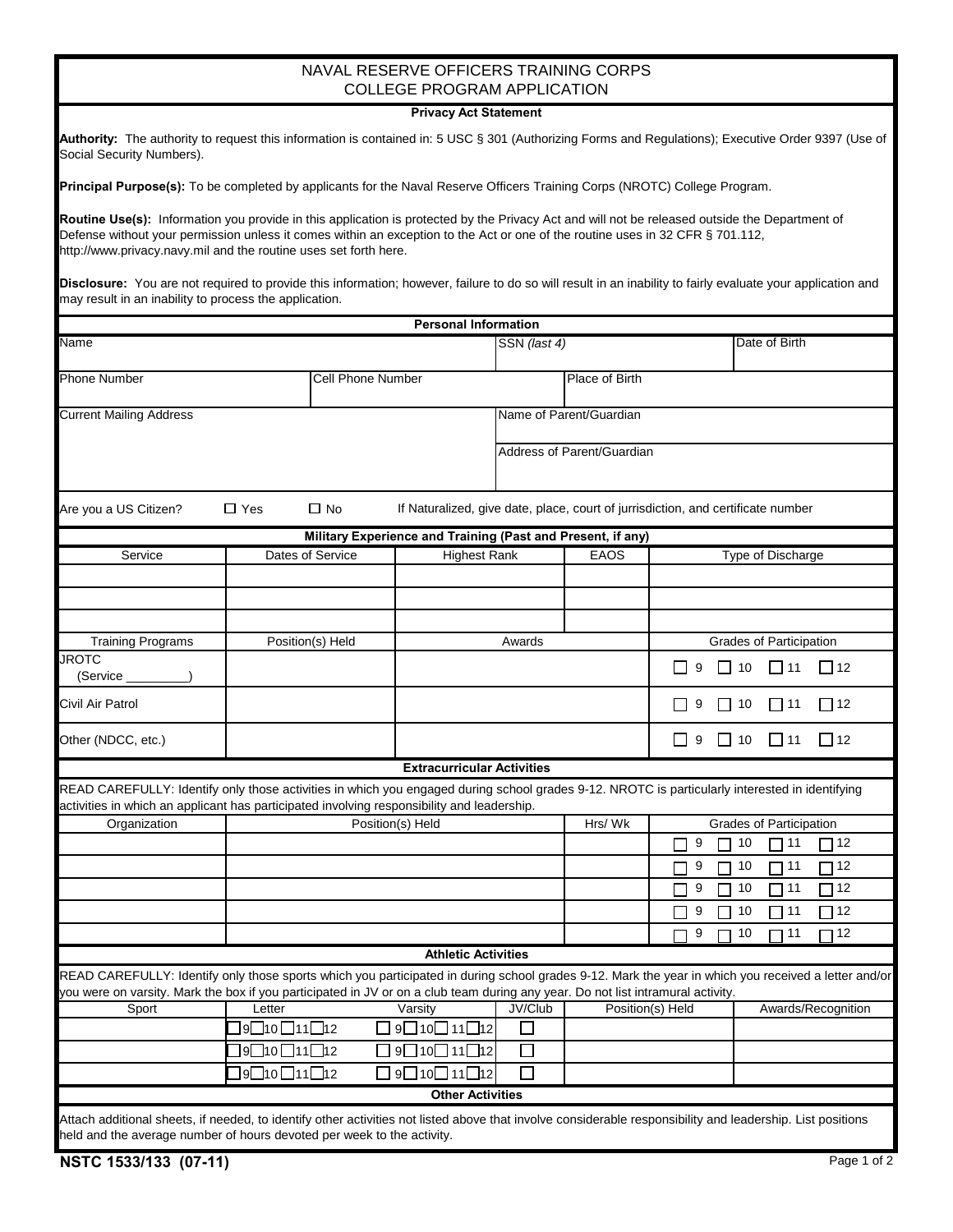# NAVAL RESERVE OFFICERS TRAINING CORPS
## COLLEGE PROGRAM APPLICATION

**Privacy Act Statement**

**Authority:** The authority to request this information is contained in: 5 USC § 301 (Authorizing Forms and Regulations); Executive Order 9397 (Use of Social Security Numbers).

**Principal Purpose(s):** To be completed by applicants for the Naval Reserve Officers Training Corps (NROTC) College Program.

**Routine Use(s):** Information you provide in this application is protected by the Privacy Act and will not be released outside the Department of Defense without your permission unless it comes within an exception to the Act or one of the routine uses in 32 CFR § 701.112, http://www.privacy.navy.mil and the routine uses set forth here.

**Disclosure:** You are not required to provide this information; however, failure to do so will result in an inability to fairly evaluate your application and may result in an inability to process the application.

**Personal Information**

| Name | | SSN *(last 4)* | Date of Birth |
|---|---|---|---|
| Phone Number | Cell Phone Number | Place of Birth | |

| Current Mailing Address | Name of Parent/Guardian |
|---|---|
| | Address of Parent/Guardian |

Are you a US Citizen? ☐ Yes ☐ No If Naturalized, give date, place, court of jurrisdiction, and certificate number

**Military Experience and Training (Past and Present, if any)**

| Service | Dates of Service | Highest Rank | EAOS | Type of Discharge |
|---|---|---|---|---|
| | | | | |
| | | | | |
| | | | | |

| Training Programs | Position(s) Held | Awards | Grades of Participation |
|---|---|---|---|
| JROTC (Service _________) | | | ☐ 9 ☐ 10 ☐ 11 ☐ 12 |
| Civil Air Patrol | | | ☐ 9 ☐ 10 ☐ 11 ☐ 12 |
| Other (NDCC, etc.) | | | ☐ 9 ☐ 10 ☐ 11 ☐ 12 |

**Extracurricular Activities**

READ CAREFULLY: Identify only those activities in which you engaged during school grades 9-12. NROTC is particularly interested in identifying activities in which an applicant has participated involving responsibility and leadership.

| Organization | Position(s) Held | Hrs/ Wk | Grades of Participation |
|---|---|---|---|
| | | | ☐ 9 ☐ 10 ☐ 11 ☐ 12 |
| | | | ☐ 9 ☐ 10 ☐ 11 ☐ 12 |
| | | | ☐ 9 ☐ 10 ☐ 11 ☐ 12 |
| | | | ☐ 9 ☐ 10 ☐ 11 ☐ 12 |
| | | | ☐ 9 ☐ 10 ☐ 11 ☐ 12 |

**Athletic Activities**

READ CAREFULLY: Identify only those sports which you participated in during school grades 9-12. Mark the year in which you received a letter and/or you were on varsity. Mark the box if you participated in JV or on a club team during any year. Do not list intramural activity.

| Sport | Letter | Varsity | JV/Club | Position(s) Held | Awards/Recognition |
|---|---|---|---|---|---|
| | ☐ 9 ☐ 10 ☐ 11 ☐ 12 | ☐ 9 ☐ 10 ☐ 11 ☐ 12 | ☐ | | |
| | ☐ 9 ☐ 10 ☐ 11 ☐ 12 | ☐ 9 ☐ 10 ☐ 11 ☐ 12 | ☐ | | |
| | ☐ 9 ☐ 10 ☐ 11 ☐ 12 | ☐ 9 ☐ 10 ☐ 11 ☐ 12 | ☐ | | |

**Other Activities**

Attach additional sheets, if needed, to identify other activities not listed above that involve considerable responsibility and leadership. List positions held and the average number of hours devoted per week to the activity.

**NSTC 1533/133 (07-11)**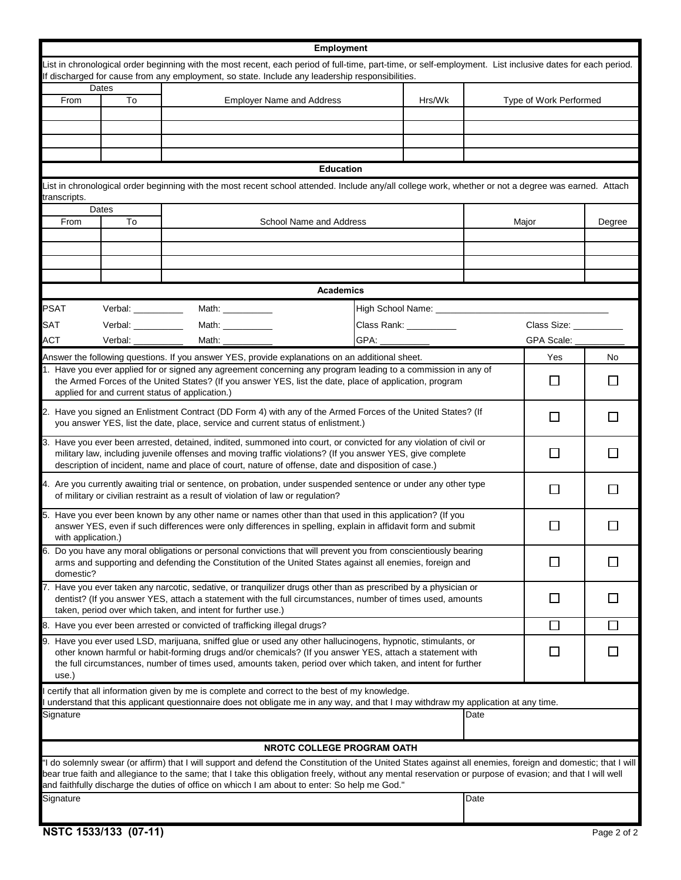## Employment

List in chronological order beginning with the most recent, each period of full-time, part-time, or self-employment. List inclusive dates for each period. If discharged for cause from any employment, so state. Include any leadership responsibilities.

| Dates | | | | |
|---|---|---|---|---|
| From | To | Employer Name and Address | Hrs/Wk | Type of Work Performed |
| | | | | |
| | | | | |
| | | | | |
| | | | | |

## Education

List in chronological order beginning with the most recent school attended. Include any/all college work, whether or not a degree was earned. Attach transcripts.

| Dates | | | | |
|---|---|---|---|---|
| From | To | School Name and Address | Major | Degree |
| | | | | |
| | | | | |
| | | | | |
| | | | | |

## Academics

| | | | | |
|---|---|---|---|---|
| PSAT | Verbal: __________ | Math: __________ | High School Name: ____________________ | |
| SAT | Verbal: __________ | Math: __________ | Class Rank: __________ | Class Size: __________ |
| ACT | Verbal: __________ | Math: __________ | GPA: __________ | GPA Scale: __________ |

| Answer the following questions. If you answer YES, provide explanations on an additional sheet. | Yes | No |
|---|---|---|
| 1. Have you ever applied for or signed any agreement concerning any program leading to a commission in any of the Armed Forces of the United States? (If you answer YES, list the date, place of application, program applied for and current status of application.) | ☐ | ☐ |
| 2. Have you signed an Enlistment Contract (DD Form 4) with any of the Armed Forces of the United States? (If you answer YES, list the date, place, service and current status of enlistment.) | ☐ | ☐ |
| 3. Have you ever been arrested, detained, indited, summoned into court, or convicted for any violation of civil or military law, including juvenile offenses and moving traffic violations? (If you answer YES, give complete description of incident, name and place of court, nature of offense, date and disposition of case.) | ☐ | ☐ |
| 4. Are you currently awaiting trial or sentence, on probation, under suspended sentence or under any other type of military or civilian restraint as a result of violation of law or regulation? | ☐ | ☐ |
| 5. Have you ever been known by any other name or names other than that used in this application? (If you answer YES, even if such differences were only differences in spelling, explain in affidavit form and submit with application.) | ☐ | ☐ |
| 6. Do you have any moral obligations or personal convictions that will prevent you from conscientiously bearing arms and supporting and defending the Constitution of the United States against all enemies, foreign and domestic? | ☐ | ☐ |
| 7. Have you ever taken any narcotic, sedative, or tranquilizer drugs other than as prescribed by a physician or dentist? (If you answer YES, attach a statement with the full circumstances, number of times used, amounts taken, period over which taken, and intent for further use.) | ☐ | ☐ |
| 8. Have you ever been arrested or convicted of trafficking illegal drugs? | ☐ | ☐ |
| 9. Have you ever used LSD, marijuana, sniffed glue or used any other hallucinogens, hypnotic, stimulants, or other known harmful or habit-forming drugs and/or chemicals? (If you answer YES, attach a statement with the full circumstances, number of times used, amounts taken, period over which taken, and intent for further use.) | ☐ | ☐ |

I certify that all information given by me is complete and correct to the best of my knowledge.
I understand that this applicant questionnaire does not obligate me in any way, and that I may withdraw my application at any time.

| Signature | Date |
|---|---|
| | |

## NROTC COLLEGE PROGRAM OATH

"I do solemnly swear (or affirm) that I will support and defend the Constitution of the United States against all enemies, foreign and domestic; that I will bear true faith and allegiance to the same; that I take this obligation freely, without any mental reservation or purpose of evasion; and that I will well and faithfully discharge the duties of office on whicch I am about to enter: So help me God."

| Signature | Date |
|---|---|
| | |

**NSTC 1533/133 (07-11)**